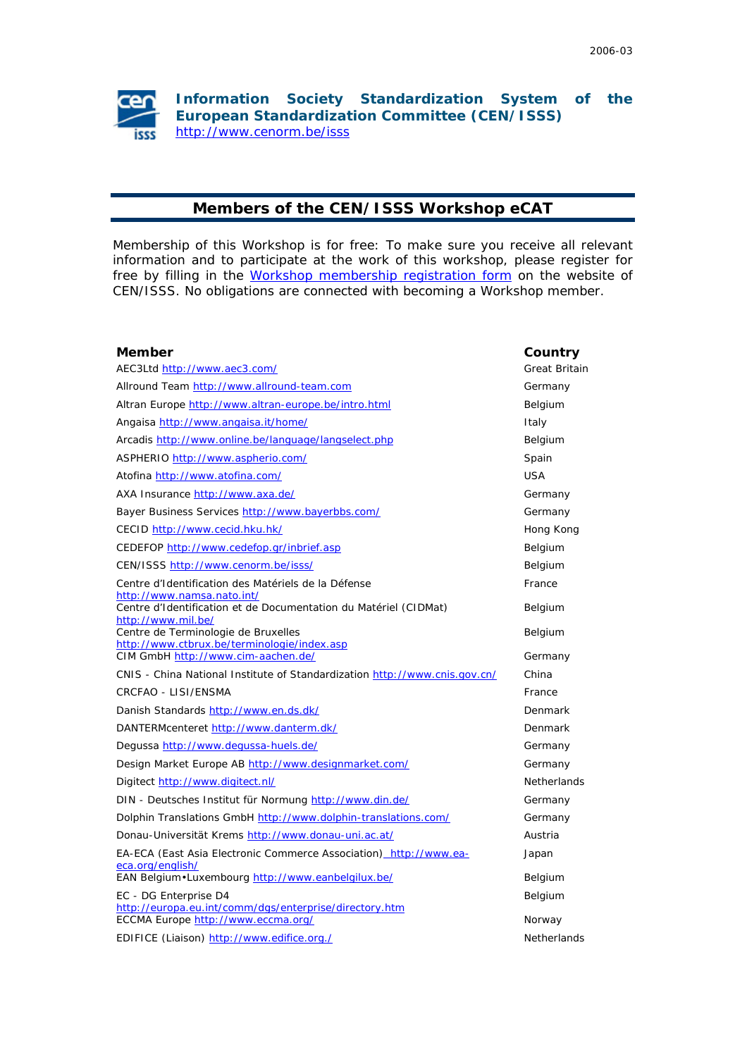2006-03

# Information Society Standardization System of the European Standardization Committee (CEN/ISSS)

http://www.cenorm.be/isss

## Members of the CEN/ISSS Workshop eCAT

Membership of this Workshop is for free: To make sure you receive all relevant information and to participate at the work of this workshop, please register for free by filling in the Workshop membership registration form on the website of CEN/ISSS. No obligations are connected with becoming a Workshop member.

| Member | Country |
|---|---|
| AEC3Ltd http://www.aec3.com/ | Great Britain |
| Allround Team http://www.allround-team.com | Germany |
| Altran Europe http://www.altran-europe.be/intro.html | Belgium |
| Angaisa http://www.angaisa.it/home/ | Italy |
| Arcadis http://www.online.be/language/langselect.php | Belgium |
| ASPHERIO http://www.aspherio.com/ | Spain |
| Atofina http://www.atofina.com/ | USA |
| AXA Insurance http://www.axa.de/ | Germany |
| Bayer Business Services http://www.bayerbbs.com/ | Germany |
| CECID http://www.cecid.hku.hk/ | Hong Kong |
| CEDEFOP http://www.cedefop.gr/inbrief.asp | Belgium |
| CEN/ISSS http://www.cenorm.be/isss/ | Belgium |
| Centre d'Identification des Matériels de la Défense http://www.namsa.nato.int/ | France |
| Centre d'Identification et de Documentation du Matériel (CIDMat) http://www.mil.be/ | Belgium |
| Centre de Terminologie de Bruxelles http://www.ctbrux.be/terminologie/index.asp | Belgium |
| CIM GmbH http://www.cim-aachen.de/ | Germany |
| CNIS - China National Institute of Standardization http://www.cnis.gov.cn/ | China |
| CRCFAO - LISI/ENSMA | France |
| Danish Standards http://www.en.ds.dk/ | Denmark |
| DANTERMcenteret http://www.danterm.dk/ | Denmark |
| Degussa http://www.degussa-huels.de/ | Germany |
| Design Market Europe AB http://www.designmarket.com/ | Germany |
| Digitect http://www.digitect.nl/ | Netherlands |
| DIN - Deutsches Institut für Normung http://www.din.de/ | Germany |
| Dolphin Translations GmbH http://www.dolphin-translations.com/ | Germany |
| Donau-Universität Krems http://www.donau-uni.ac.at/ | Austria |
| EA-ECA (East Asia Electronic Commerce Association) http://www.ea-eca.org/english/ | Japan |
| EAN Belgium•Luxembourg http://www.eanbelgilux.be/ | Belgium |
| EC - DG Enterprise D4 http://europa.eu.int/comm/dgs/enterprise/directory.htm | Belgium |
| ECCMA Europe http://www.eccma.org/ | Norway |
| EDIFICE (Liaison) http://www.edifice.org./ | Netherlands |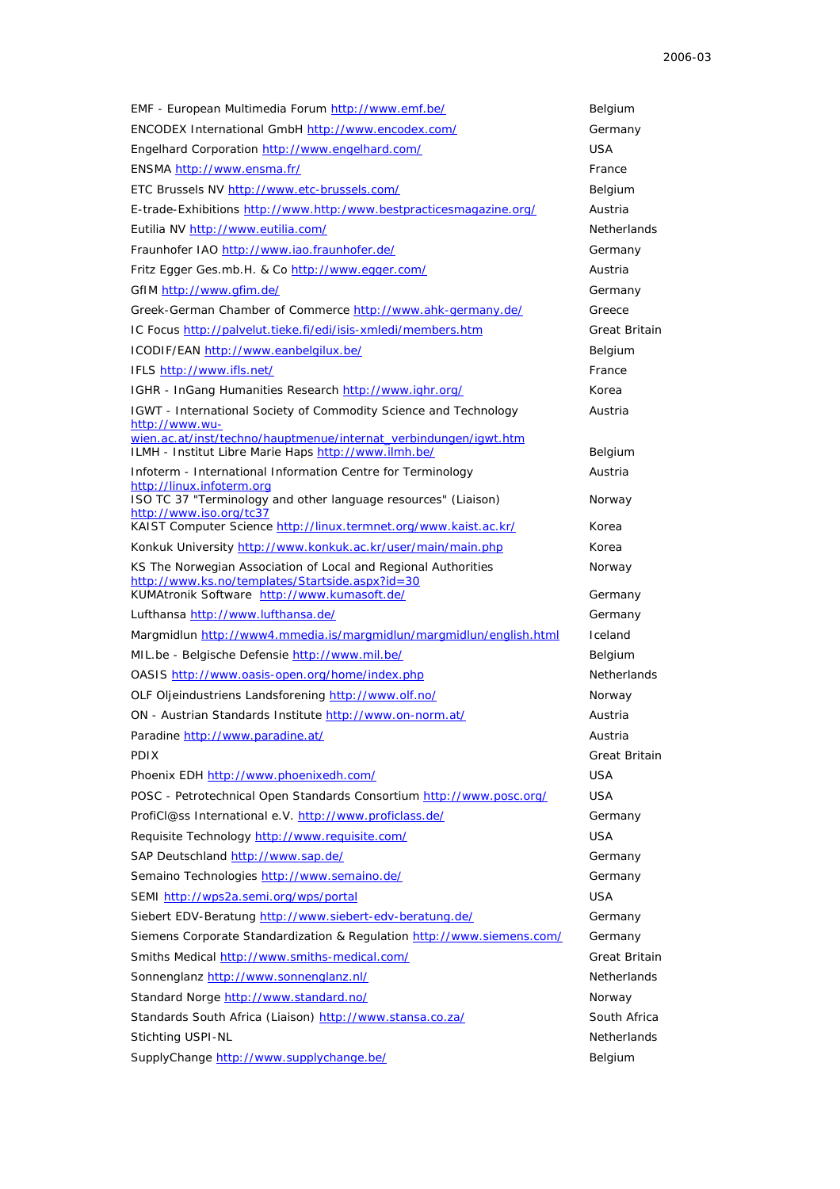| | |
|---|---|
| EMF - European Multimedia Forum http://www.emf.be/ | Belgium |
| ENCODEX International GmbH http://www.encodex.com/ | Germany |
| Engelhard Corporation http://www.engelhard.com/ | USA |
| ENSMA http://www.ensma.fr/ | France |
| ETC Brussels NV http://www.etc-brussels.com/ | Belgium |
| E-trade-Exhibitions http://www.http:/www.bestpracticesmagazine.org/ | Austria |
| Eutilia NV http://www.eutilia.com/ | Netherlands |
| Fraunhofer IAO http://www.iao.fraunhofer.de/ | Germany |
| Fritz Egger Ges.mb.H. & Co http://www.egger.com/ | Austria |
| GfIM http://www.gfim.de/ | Germany |
| Greek-German Chamber of Commerce http://www.ahk-germany.de/ | Greece |
| IC Focus http://palvelut.tieke.fi/edi/isis-xmledi/members.htm | Great Britain |
| ICODIF/EAN http://www.eanbelgilux.be/ | Belgium |
| IFLS http://www.ifls.net/ | France |
| IGHR - InGang Humanities Research http://www.ighr.org/ | Korea |
| IGWT - International Society of Commodity Science and Technology http://www.wu-wien.ac.at/inst/techno/hauptmenue/internat_verbindungen/igwt.htm | Austria |
| ILMH - Institut Libre Marie Haps http://www.ilmh.be/ | Belgium |
| Infoterm - International Information Centre for Terminology http://linux.infoterm.org | Austria |
| ISO TC 37 "Terminology and other language resources" (Liaison) http://www.iso.org/tc37 | Norway |
| KAIST Computer Science http://linux.termnet.org/www.kaist.ac.kr/ | Korea |
| Konkuk University http://www.konkuk.ac.kr/user/main/main.php | Korea |
| KS The Norwegian Association of Local and Regional Authorities http://www.ks.no/templates/Startside.aspx?id=30 | Norway |
| KUMAtronik Software http://www.kumasoft.de/ | Germany |
| Lufthansa http://www.lufthansa.de/ | Germany |
| Margmidlun http://www4.mmedia.is/margmidlun/margmidlun/english.html | Iceland |
| MIL.be - Belgische Defensie http://www.mil.be/ | Belgium |
| OASIS http://www.oasis-open.org/home/index.php | Netherlands |
| OLF Oljeindustriens Landsforening http://www.olf.no/ | Norway |
| ON - Austrian Standards Institute http://www.on-norm.at/ | Austria |
| Paradine http://www.paradine.at/ | Austria |
| PDIX | Great Britain |
| Phoenix EDH http://www.phoenixedh.com/ | USA |
| POSC - Petrotechnical Open Standards Consortium http://www.posc.org/ | USA |
| ProfiCl@ss International e.V. http://www.proficlass.de/ | Germany |
| Requisite Technology http://www.requisite.com/ | USA |
| SAP Deutschland http://www.sap.de/ | Germany |
| Semaino Technologies http://www.semaino.de/ | Germany |
| SEMI http://wps2a.semi.org/wps/portal | USA |
| Siebert EDV-Beratung http://www.siebert-edv-beratung.de/ | Germany |
| Siemens Corporate Standardization & Regulation http://www.siemens.com/ | Germany |
| Smiths Medical http://www.smiths-medical.com/ | Great Britain |
| Sonnenglanz http://www.sonnenglanz.nl/ | Netherlands |
| Standard Norge http://www.standard.no/ | Norway |
| Standards South Africa (Liaison) http://www.stansa.co.za/ | South Africa |
| Stichting USPI-NL | Netherlands |
| SupplyChange http://www.supplychange.be/ | Belgium |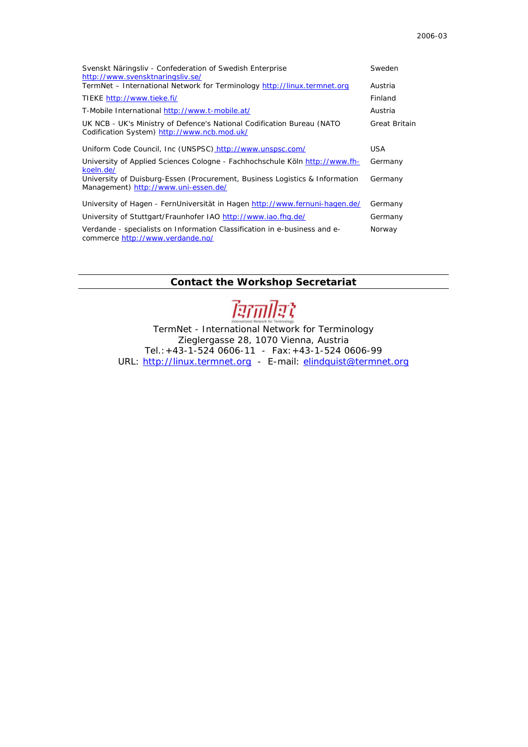| | |
|---|---|
| Svenskt Näringsliv - Confederation of Swedish Enterprise http://www.svensktnaringsliv.se/ | Sweden |
| TermNet – International Network for Terminology http://linux.termnet.org | Austria |
| TIEKE http://www.tieke.fi/ | Finland |
| T-Mobile International http://www.t-mobile.at/ | Austria |
| UK NCB - UK's Ministry of Defence's National Codification Bureau (NATO Codification System) http://www.ncb.mod.uk/ | Great Britain |
| Uniform Code Council, Inc (UNSPSC) http://www.unspsc.com/ | USA |
| University of Applied Sciences Cologne - Fachhochschule Köln http://www.fh-koeln.de/ | Germany |
| University of Duisburg-Essen (Procurement, Business Logistics & Information Management) http://www.uni-essen.de/ | Germany |
| University of Hagen - FernUniversität in Hagen http://www.fernuni-hagen.de/ | Germany |
| University of Stuttgart/Fraunhofer IAO http://www.iao.fhg.de/ | Germany |
| Verdande - specialists on Information Classification in e-business and e-commerce http://www.verdande.no/ | Norway |

## Contact the Workshop Secretariat

TermNet - International Network for Terminology
Zieglergasse 28, 1070 Vienna, Austria
Tel.:+43-1-524 0606-11 - Fax:+43-1-524 0606-99
URL: http://linux.termnet.org - E-mail: elindquist@termnet.org